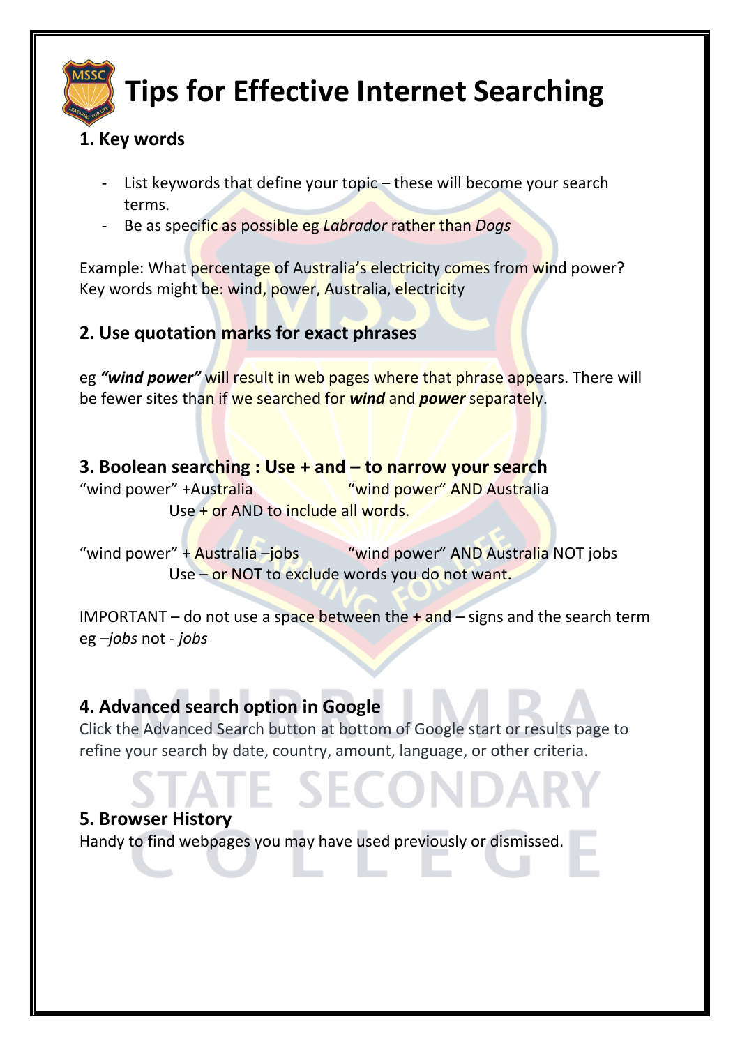# Tips for Effective Internet Searching

## 1. Key words

- List keywords that define your topic – these will become your search terms.
- Be as specific as possible eg *Labrador* rather than *Dogs*

Example: What percentage of Australia's electricity comes from wind power?
Key words might be: wind, power, Australia, electricity

## 2. Use quotation marks for exact phrases

eg ***"wind power"*** will result in web pages where that phrase appears. There will be fewer sites than if we searched for ***wind*** and ***power*** separately.

## 3. Boolean searching : Use + and – to narrow your search

"wind power" +Australia      "wind power" AND Australia

Use + or AND to include all words.

"wind power" + Australia –jobs      "wind power" AND Australia NOT jobs

Use – or NOT to exclude words you do not want.

IMPORTANT – do not use a space between the + and – signs and the search term eg –*jobs* not - *jobs*

## 4. Advanced search option in Google

Click the Advanced Search button at bottom of Google start or results page to refine your search by date, country, amount, language, or other criteria.

## 5. Browser History

Handy to find webpages you may have used previously or dismissed.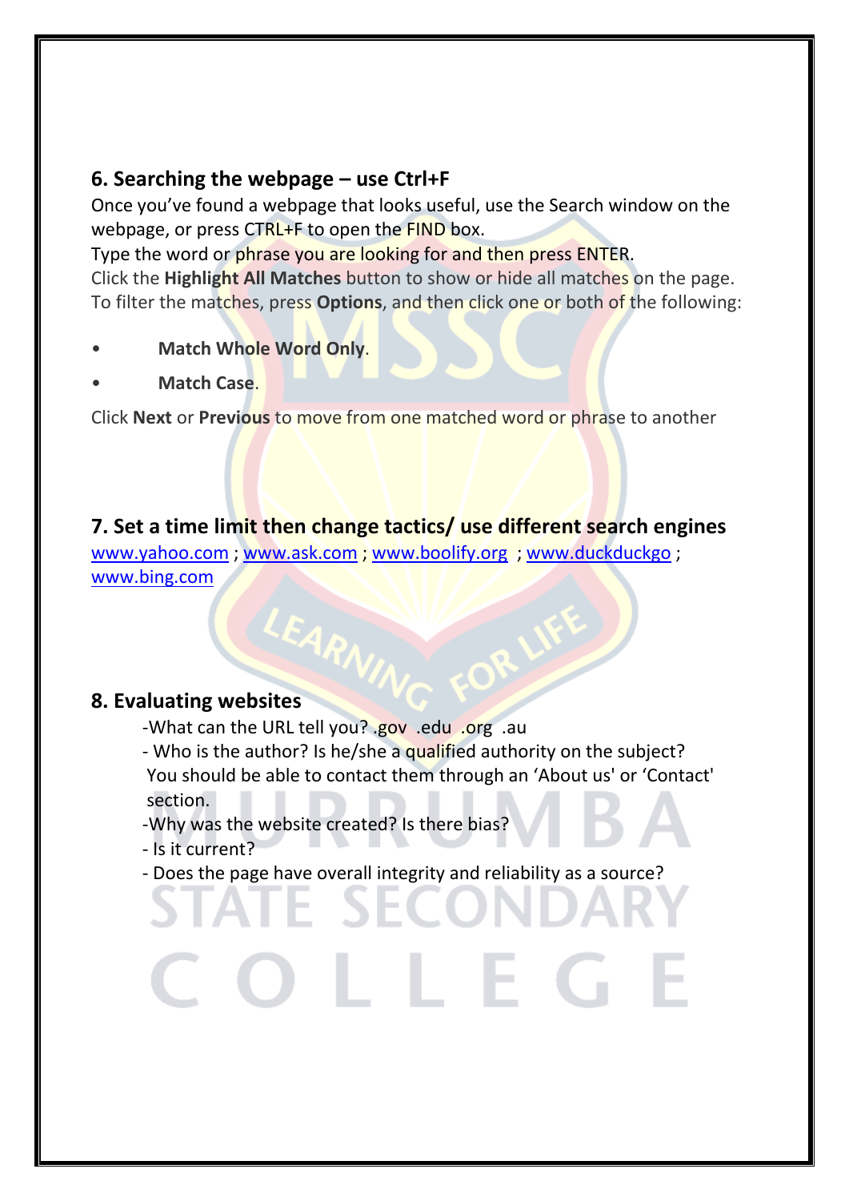## 6. Searching the webpage – use Ctrl+F

Once you've found a webpage that looks useful, use the Search window on the webpage, or press CTRL+F to open the FIND box.
Type the word or phrase you are looking for and then press ENTER.
Click the **Highlight All Matches** button to show or hide all matches on the page.
To filter the matches, press **Options**, and then click one or both of the following:

- **Match Whole Word Only**.
- **Match Case**.

Click **Next** or **Previous** to move from one matched word or phrase to another

## 7. Set a time limit then change tactics/ use different search engines

www.yahoo.com ; www.ask.com ; www.boolify.org ; www.duckduckgo ; www.bing.com

## 8. Evaluating websites

-What can the URL tell you? .gov .edu .org .au
- Who is the author? Is he/she a qualified authority on the subject? You should be able to contact them through an 'About us' or 'Contact' section.
-Why was the website created? Is there bias?
- Is it current?
- Does the page have overall integrity and reliability as a source?